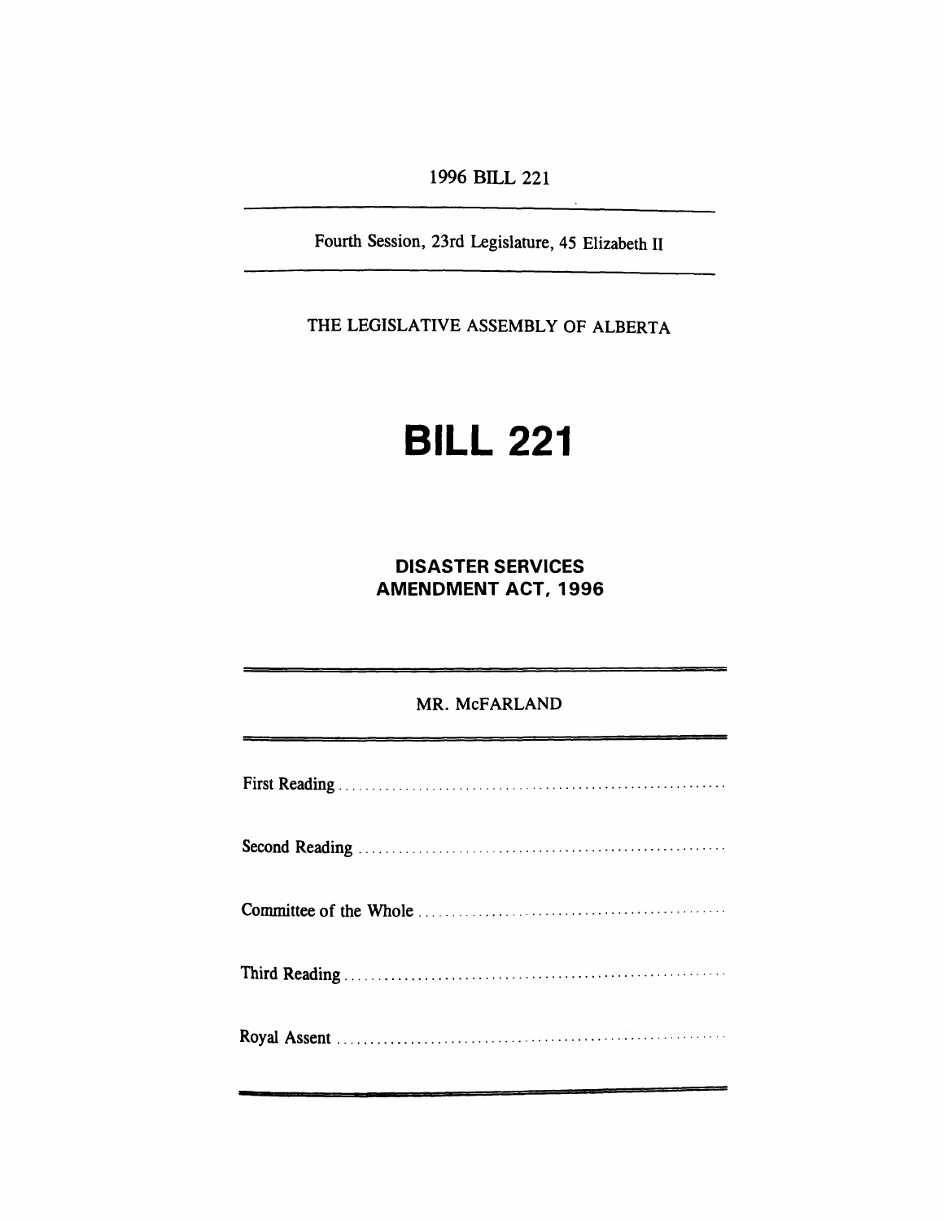1996 BILL 221

---

Fourth Session, 23rd Legislature, 45 Elizabeth II

---

THE LEGISLATIVE ASSEMBLY OF ALBERTA

# BILL 221

## DISASTER SERVICES AMENDMENT ACT, 1996

---

MR. McFARLAND

---

First Reading ..........................................................

Second Reading ......................................................

Committee of the Whole ............................................

Third Reading ........................................................

Royal Assent .........................................................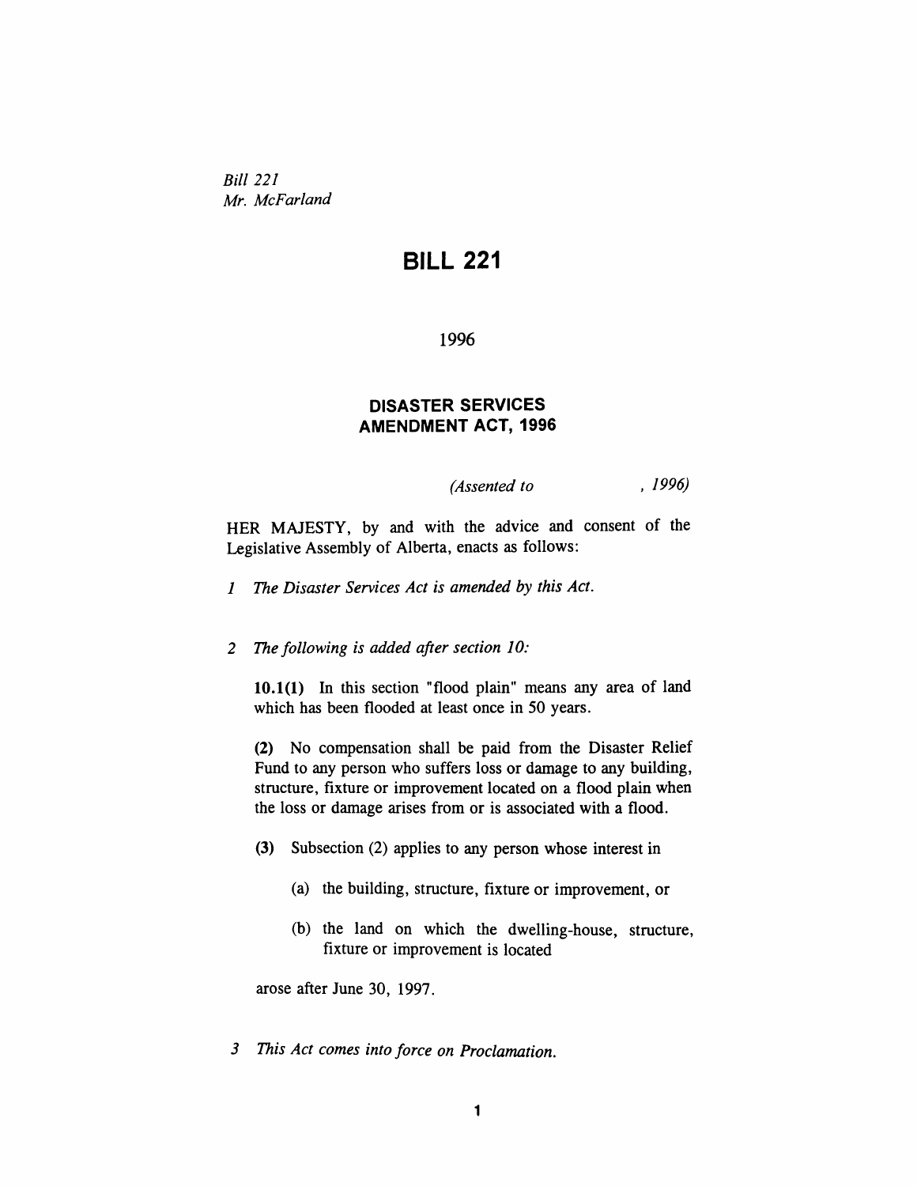*Bill 221*
*Mr. McFarland*

# BILL 221

1996

## DISASTER SERVICES AMENDMENT ACT, 1996

*(Assented to , 1996)*

HER MAJESTY, by and with the advice and consent of the Legislative Assembly of Alberta, enacts as follows:

*1 The Disaster Services Act is amended by this Act.*

*2 The following is added after section 10:*

**10.1(1)** In this section "flood plain" means any area of land which has been flooded at least once in 50 years.

**(2)** No compensation shall be paid from the Disaster Relief Fund to any person who suffers loss or damage to any building, structure, fixture or improvement located on a flood plain when the loss or damage arises from or is associated with a flood.

**(3)** Subsection (2) applies to any person whose interest in

(a) the building, structure, fixture or improvement, or

(b) the land on which the dwelling-house, structure, fixture or improvement is located

arose after June 30, 1997.

*3 This Act comes into force on Proclamation.*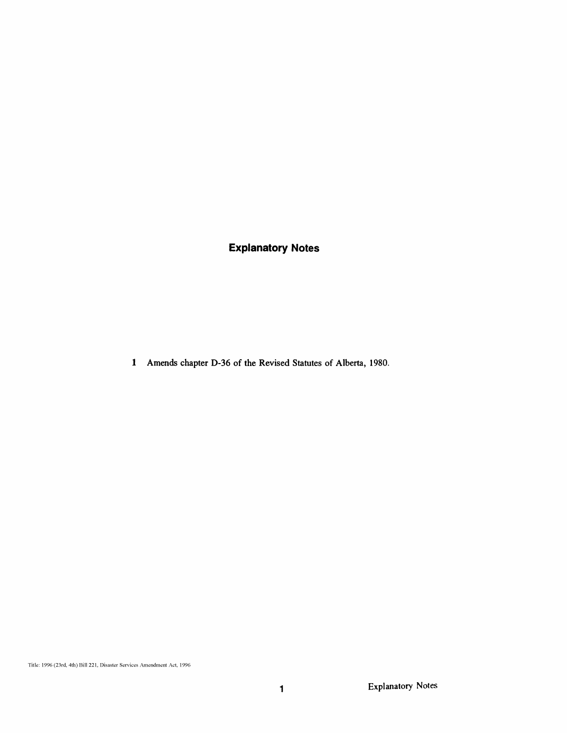## Explanatory Notes

**1** Amends chapter D-36 of the Revised Statutes of Alberta, 1980.